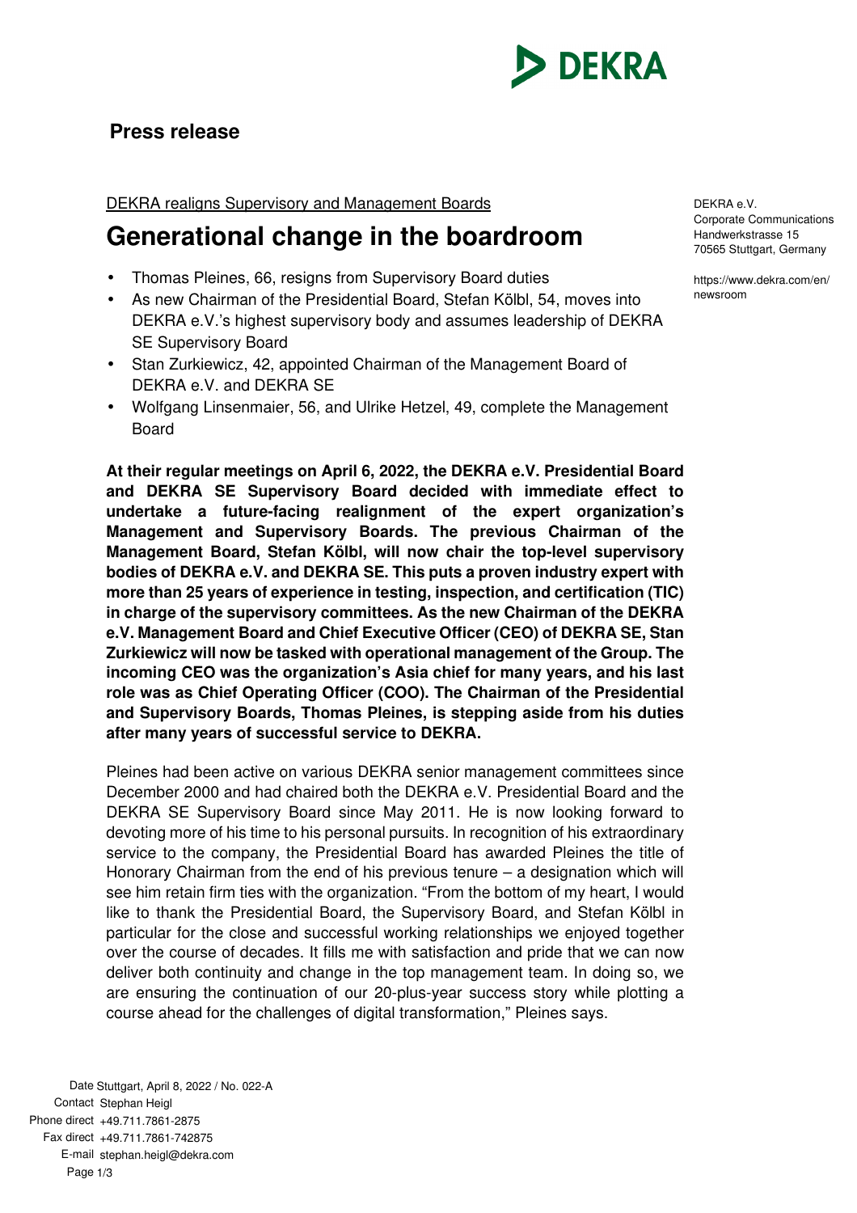**Press release**

DEKRA e.V.
Corporate Communications
Handwerkstrasse 15
70565 Stuttgart, Germany

https://www.dekra.com/en/newsroom

DEKRA realigns Supervisory and Management Boards

# Generational change in the boardroom

- Thomas Pleines, 66, resigns from Supervisory Board duties
- As new Chairman of the Presidential Board, Stefan Kölbl, 54, moves into DEKRA e.V.'s highest supervisory body and assumes leadership of DEKRA SE Supervisory Board
- Stan Zurkiewicz, 42, appointed Chairman of the Management Board of DEKRA e.V. and DEKRA SE
- Wolfgang Linsenmaier, 56, and Ulrike Hetzel, 49, complete the Management Board

**At their regular meetings on April 6, 2022, the DEKRA e.V. Presidential Board and DEKRA SE Supervisory Board decided with immediate effect to undertake a future-facing realignment of the expert organization's Management and Supervisory Boards. The previous Chairman of the Management Board, Stefan Kölbl, will now chair the top-level supervisory bodies of DEKRA e.V. and DEKRA SE. This puts a proven industry expert with more than 25 years of experience in testing, inspection, and certification (TIC) in charge of the supervisory committees. As the new Chairman of the DEKRA e.V. Management Board and Chief Executive Officer (CEO) of DEKRA SE, Stan Zurkiewicz will now be tasked with operational management of the Group. The incoming CEO was the organization's Asia chief for many years, and his last role was as Chief Operating Officer (COO). The Chairman of the Presidential and Supervisory Boards, Thomas Pleines, is stepping aside from his duties after many years of successful service to DEKRA.**

Pleines had been active on various DEKRA senior management committees since December 2000 and had chaired both the DEKRA e.V. Presidential Board and the DEKRA SE Supervisory Board since May 2011. He is now looking forward to devoting more of his time to his personal pursuits. In recognition of his extraordinary service to the company, the Presidential Board has awarded Pleines the title of Honorary Chairman from the end of his previous tenure – a designation which will see him retain firm ties with the organization. "From the bottom of my heart, I would like to thank the Presidential Board, the Supervisory Board, and Stefan Kölbl in particular for the close and successful working relationships we enjoyed together over the course of decades. It fills me with satisfaction and pride that we can now deliver both continuity and change in the top management team. In doing so, we are ensuring the continuation of our 20-plus-year success story while plotting a course ahead for the challenges of digital transformation," Pleines says.

Date Stuttgart, April 8, 2022 / No. 022-A
Contact Stephan Heigl
Phone direct +49.711.7861-2875
Fax direct +49.711.7861-742875
E-mail stephan.heigl@dekra.com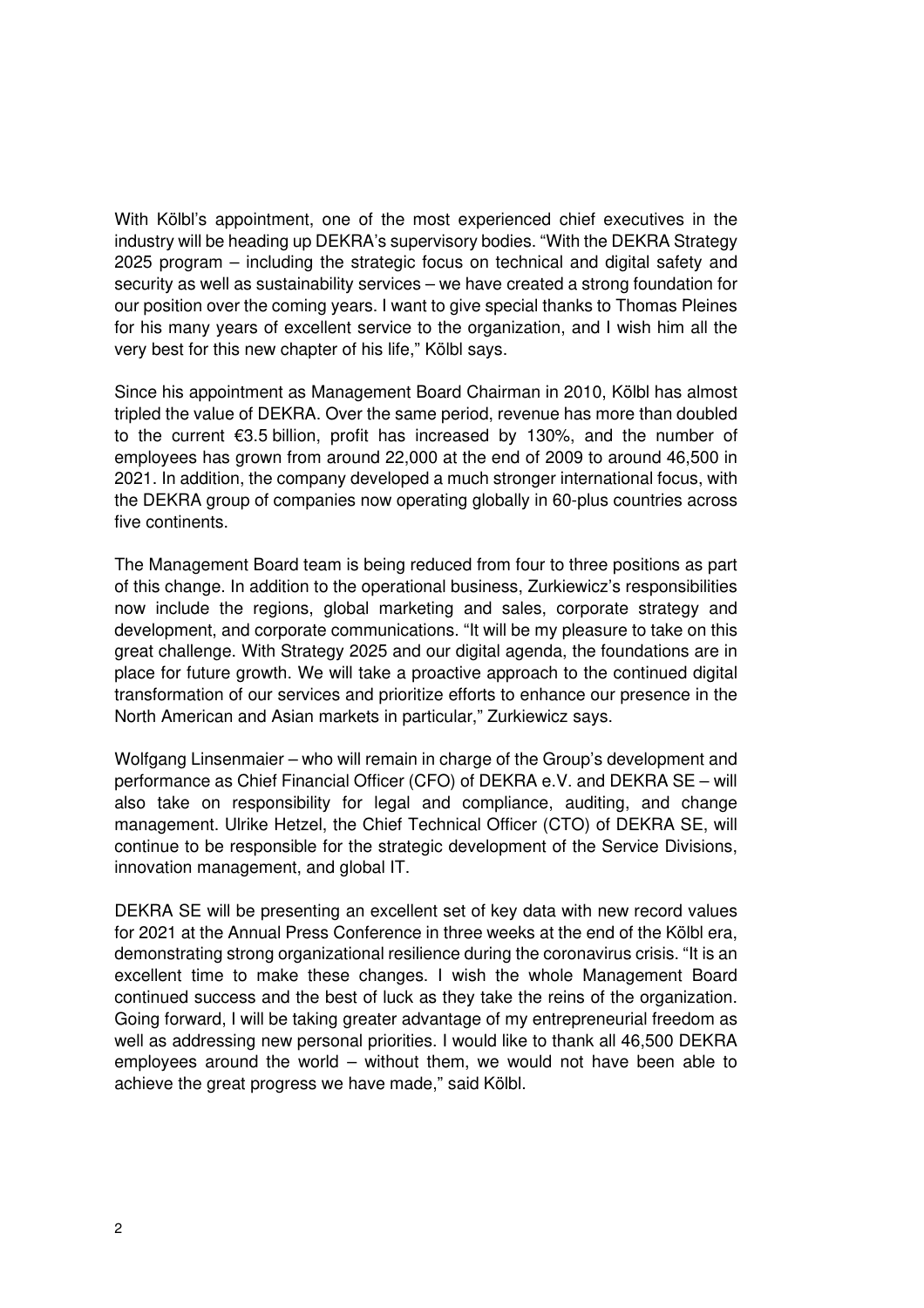With Kölbl's appointment, one of the most experienced chief executives in the industry will be heading up DEKRA's supervisory bodies. "With the DEKRA Strategy 2025 program – including the strategic focus on technical and digital safety and security as well as sustainability services – we have created a strong foundation for our position over the coming years. I want to give special thanks to Thomas Pleines for his many years of excellent service to the organization, and I wish him all the very best for this new chapter of his life," Kölbl says.

Since his appointment as Management Board Chairman in 2010, Kölbl has almost tripled the value of DEKRA. Over the same period, revenue has more than doubled to the current €3.5 billion, profit has increased by 130%, and the number of employees has grown from around 22,000 at the end of 2009 to around 46,500 in 2021. In addition, the company developed a much stronger international focus, with the DEKRA group of companies now operating globally in 60-plus countries across five continents.

The Management Board team is being reduced from four to three positions as part of this change. In addition to the operational business, Zurkiewicz's responsibilities now include the regions, global marketing and sales, corporate strategy and development, and corporate communications. "It will be my pleasure to take on this great challenge. With Strategy 2025 and our digital agenda, the foundations are in place for future growth. We will take a proactive approach to the continued digital transformation of our services and prioritize efforts to enhance our presence in the North American and Asian markets in particular," Zurkiewicz says.

Wolfgang Linsenmaier – who will remain in charge of the Group's development and performance as Chief Financial Officer (CFO) of DEKRA e.V. and DEKRA SE – will also take on responsibility for legal and compliance, auditing, and change management. Ulrike Hetzel, the Chief Technical Officer (CTO) of DEKRA SE, will continue to be responsible for the strategic development of the Service Divisions, innovation management, and global IT.

DEKRA SE will be presenting an excellent set of key data with new record values for 2021 at the Annual Press Conference in three weeks at the end of the Kölbl era, demonstrating strong organizational resilience during the coronavirus crisis. "It is an excellent time to make these changes. I wish the whole Management Board continued success and the best of luck as they take the reins of the organization. Going forward, I will be taking greater advantage of my entrepreneurial freedom as well as addressing new personal priorities. I would like to thank all 46,500 DEKRA employees around the world – without them, we would not have been able to achieve the great progress we have made," said Kölbl.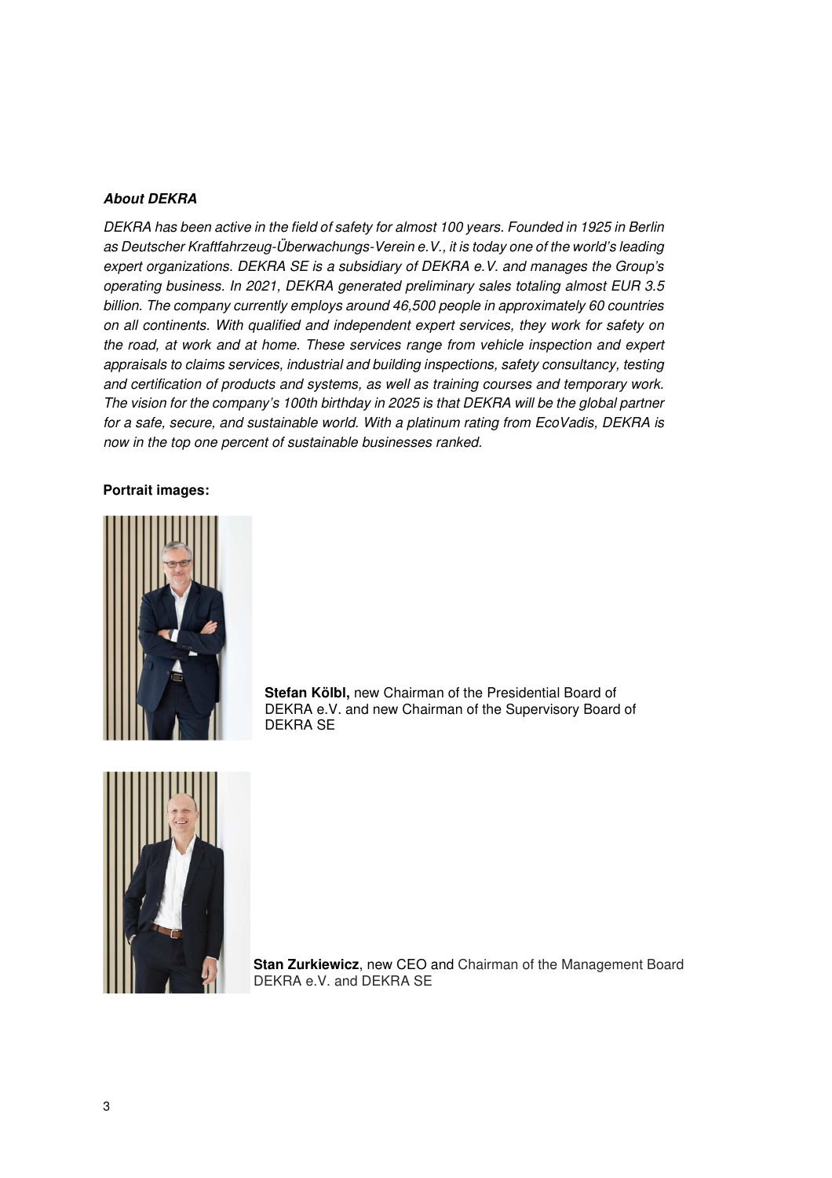***About DEKRA***

*DEKRA has been active in the field of safety for almost 100 years. Founded in 1925 in Berlin as Deutscher Kraftfahrzeug-Überwachungs-Verein e.V., it is today one of the world's leading expert organizations. DEKRA SE is a subsidiary of DEKRA e.V. and manages the Group's operating business. In 2021, DEKRA generated preliminary sales totaling almost EUR 3.5 billion. The company currently employs around 46,500 people in approximately 60 countries on all continents. With qualified and independent expert services, they work for safety on the road, at work and at home. These services range from vehicle inspection and expert appraisals to claims services, industrial and building inspections, safety consultancy, testing and certification of products and systems, as well as training courses and temporary work. The vision for the company's 100th birthday in 2025 is that DEKRA will be the global partner for a safe, secure, and sustainable world. With a platinum rating from EcoVadis, DEKRA is now in the top one percent of sustainable businesses ranked.*

**Portrait images:**

**Stefan Kölbl,** new Chairman of the Presidential Board of DEKRA e.V. and new Chairman of the Supervisory Board of DEKRA SE

**Stan Zurkiewicz**, new CEO and Chairman of the Management Board DEKRA e.V. and DEKRA SE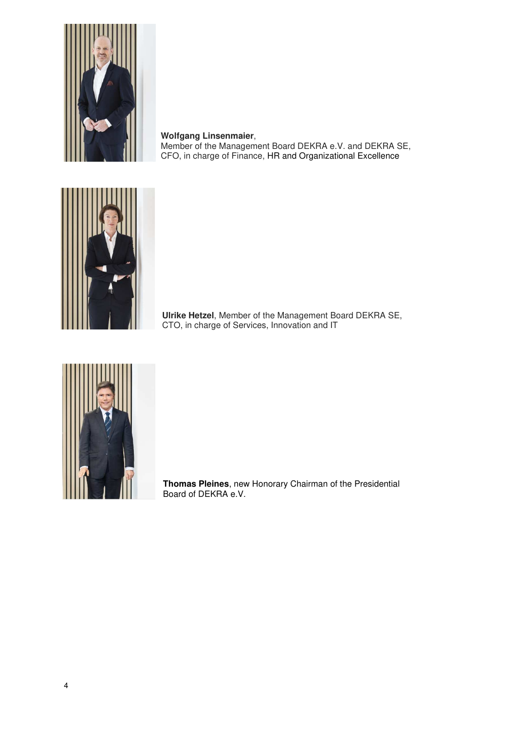**Wolfgang Linsenmaier**,
Member of the Management Board DEKRA e.V. and DEKRA SE, CFO, in charge of Finance, HR and Organizational Excellence

**Ulrike Hetzel**, Member of the Management Board DEKRA SE, CTO, in charge of Services, Innovation and IT

**Thomas Pleines**, new Honorary Chairman of the Presidential Board of DEKRA e.V.